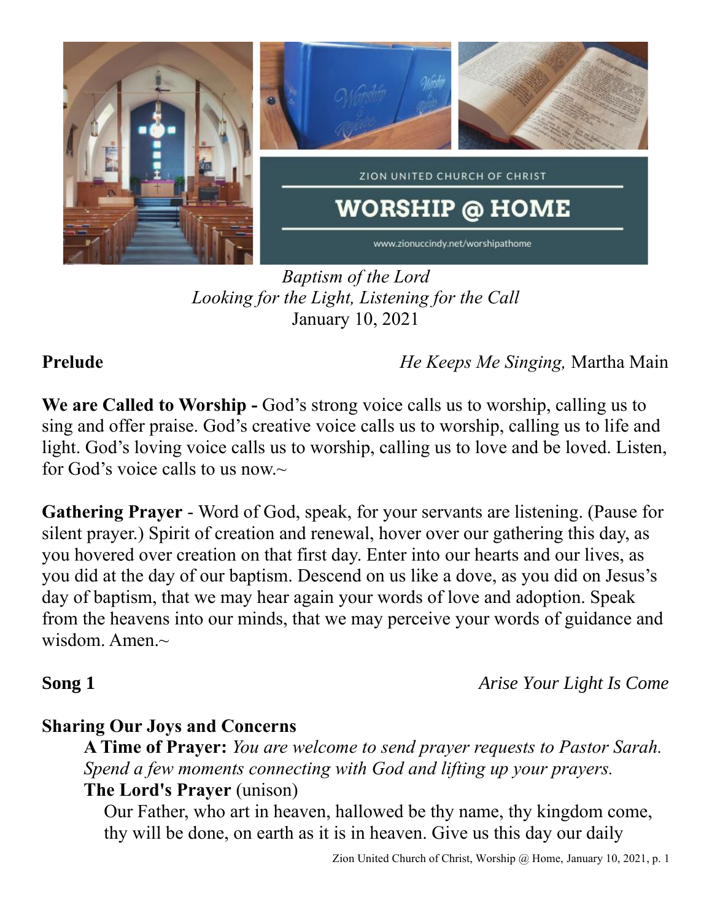ZION UNITED CHURCH OF CHRIST

WORSHIP @ HOME

www.zionuccindy.net/worshipathome

*Baptism of the Lord*
*Looking for the Light, Listening for the Call*
January 10, 2021

**Prelude** *He Keeps Me Singing,* Martha Main

**We are Called to Worship -** God's strong voice calls us to worship, calling us to sing and offer praise. God's creative voice calls us to worship, calling us to life and light. God's loving voice calls us to worship, calling us to love and be loved. Listen, for God's voice calls to us now.~

**Gathering Prayer** - Word of God, speak, for your servants are listening. (Pause for silent prayer.) Spirit of creation and renewal, hover over our gathering this day, as you hovered over creation on that first day. Enter into our hearts and our lives, as you did at the day of our baptism. Descend on us like a dove, as you did on Jesus's day of baptism, that we may hear again your words of love and adoption. Speak from the heavens into our minds, that we may perceive your words of guidance and wisdom. Amen.~

**Song 1** *Arise Your Light Is Come*

**Sharing Our Joys and Concerns**

**A Time of Prayer:** *You are welcome to send prayer requests to Pastor Sarah. Spend a few moments connecting with God and lifting up your prayers.*

**The Lord's Prayer** (unison)

Our Father, who art in heaven, hallowed be thy name, thy kingdom come, thy will be done, on earth as it is in heaven. Give us this day our daily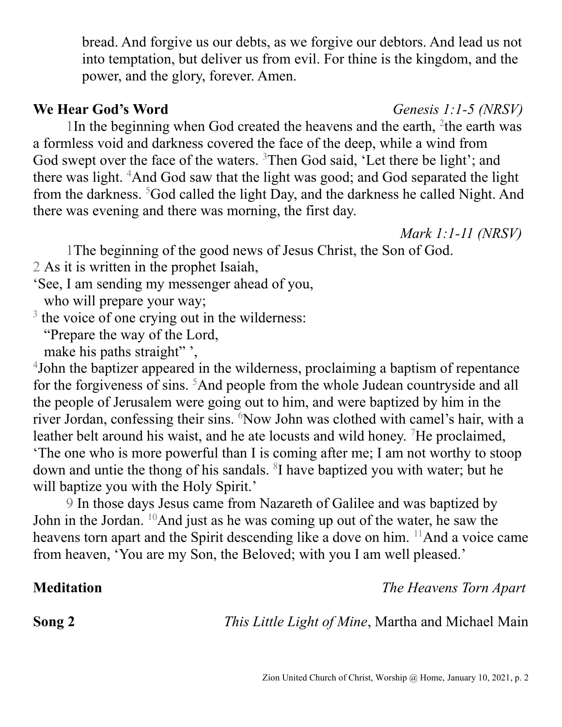bread. And forgive us our debts, as we forgive our debtors. And lead us not into temptation, but deliver us from evil. For thine is the kingdom, and the power, and the glory, forever. Amen.

**We Hear God's Word** *Genesis 1:1-5 (NRSV)*

1In the beginning when God created the heavens and the earth, 2the earth was a formless void and darkness covered the face of the deep, while a wind from God swept over the face of the waters. 3Then God said, 'Let there be light'; and there was light. 4And God saw that the light was good; and God separated the light from the darkness. 5God called the light Day, and the darkness he called Night. And there was evening and there was morning, the first day.

*Mark 1:1-11 (NRSV)*

1The beginning of the good news of Jesus Christ, the Son of God.
2 As it is written in the prophet Isaiah,
'See, I am sending my messenger ahead of you,
who will prepare your way;
3 the voice of one crying out in the wilderness:
"Prepare the way of the Lord,
make his paths straight" ',
4John the baptizer appeared in the wilderness, proclaiming a baptism of repentance for the forgiveness of sins. 5And people from the whole Judean countryside and all the people of Jerusalem were going out to him, and were baptized by him in the river Jordan, confessing their sins. 6Now John was clothed with camel's hair, with a leather belt around his waist, and he ate locusts and wild honey. 7He proclaimed, 'The one who is more powerful than I is coming after me; I am not worthy to stoop down and untie the thong of his sandals. 8I have baptized you with water; but he will baptize you with the Holy Spirit.'

9 In those days Jesus came from Nazareth of Galilee and was baptized by John in the Jordan. 10And just as he was coming up out of the water, he saw the heavens torn apart and the Spirit descending like a dove on him. 11And a voice came from heaven, 'You are my Son, the Beloved; with you I am well pleased.'

**Meditation** *The Heavens Torn Apart*

**Song 2** *This Little Light of Mine*, Martha and Michael Main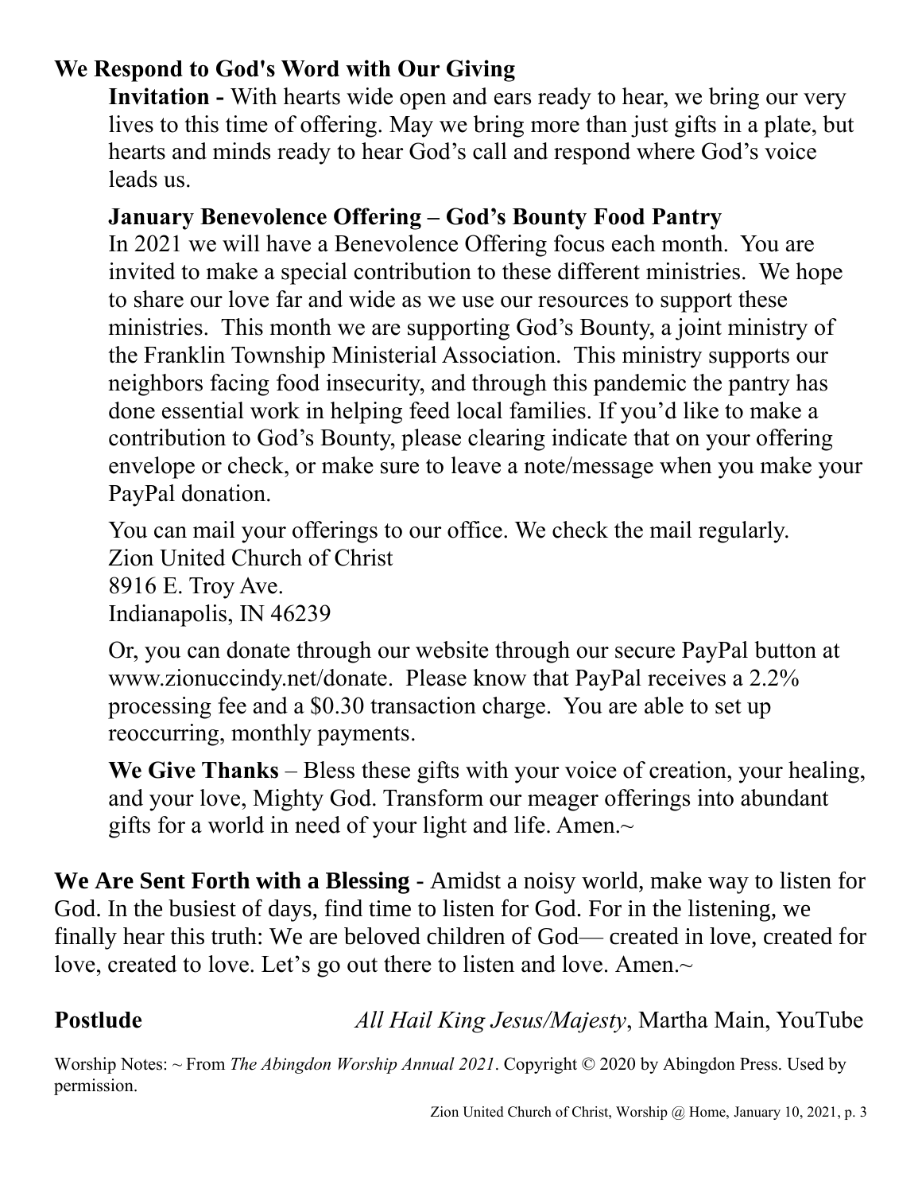**We Respond to God's Word with Our Giving**

**Invitation -** With hearts wide open and ears ready to hear, we bring our very lives to this time of offering. May we bring more than just gifts in a plate, but hearts and minds ready to hear God's call and respond where God's voice leads us.

**January Benevolence Offering – God's Bounty Food Pantry**

In 2021 we will have a Benevolence Offering focus each month. You are invited to make a special contribution to these different ministries. We hope to share our love far and wide as we use our resources to support these ministries. This month we are supporting God's Bounty, a joint ministry of the Franklin Township Ministerial Association. This ministry supports our neighbors facing food insecurity, and through this pandemic the pantry has done essential work in helping feed local families. If you'd like to make a contribution to God's Bounty, please clearing indicate that on your offering envelope or check, or make sure to leave a note/message when you make your PayPal donation.

You can mail your offerings to our office. We check the mail regularly.
Zion United Church of Christ
8916 E. Troy Ave.
Indianapolis, IN 46239

Or, you can donate through our website through our secure PayPal button at www.zionuccindy.net/donate. Please know that PayPal receives a 2.2% processing fee and a $0.30 transaction charge. You are able to set up reoccurring, monthly payments.

**We Give Thanks** – Bless these gifts with your voice of creation, your healing, and your love, Mighty God. Transform our meager offerings into abundant gifts for a world in need of your light and life. Amen.~

**We Are Sent Forth with a Blessing -** Amidst a noisy world, make way to listen for God. In the busiest of days, find time to listen for God. For in the listening, we finally hear this truth: We are beloved children of God— created in love, created for love, created to love. Let's go out there to listen and love. Amen.~

**Postlude** *All Hail King Jesus/Majesty*, Martha Main, YouTube

Worship Notes: ~ From *The Abingdon Worship Annual 2021*. Copyright © 2020 by Abingdon Press. Used by permission.